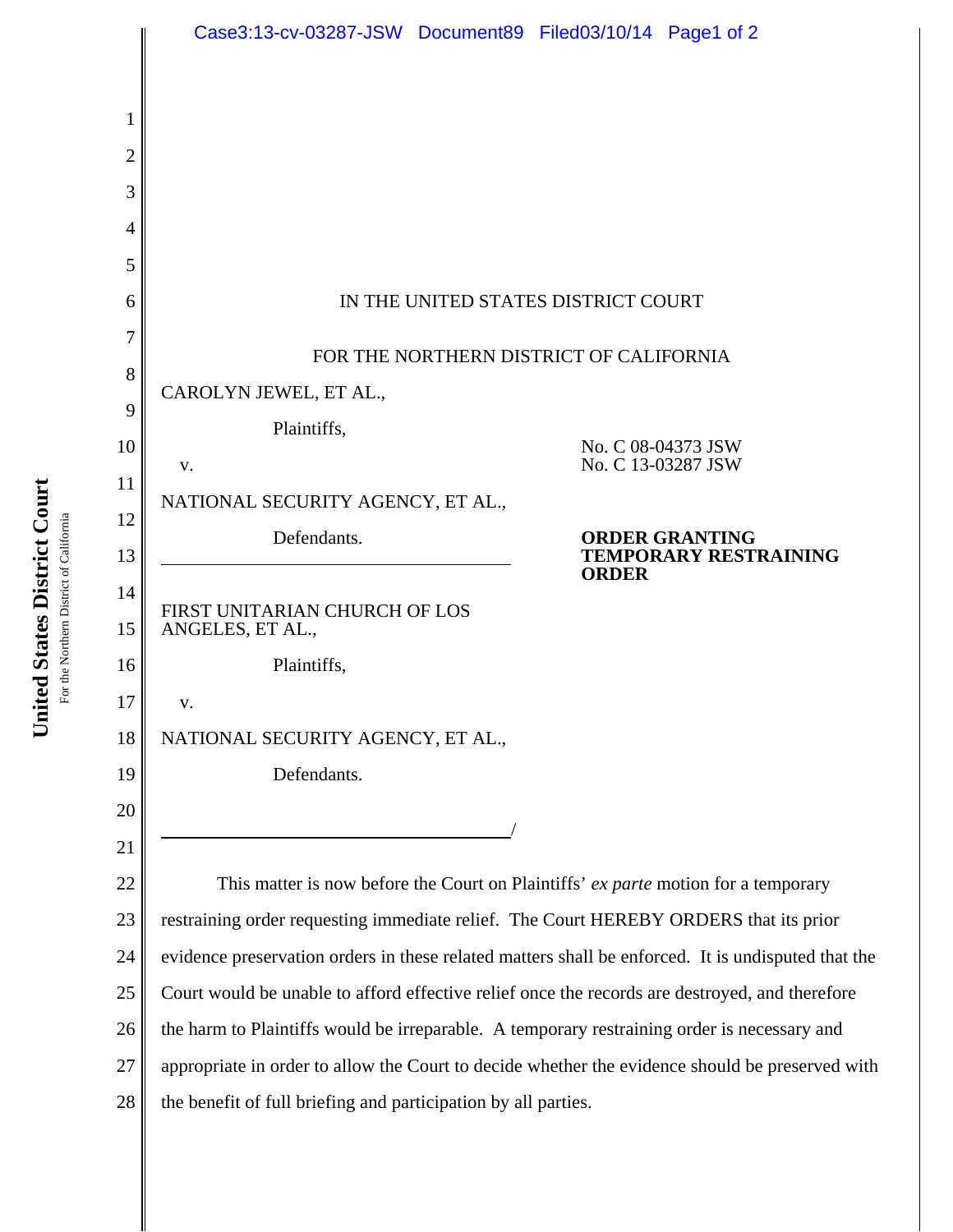IN THE UNITED STATES DISTRICT COURT

FOR THE NORTHERN DISTRICT OF CALIFORNIA

CAROLYN JEWEL, ET AL.,

Plaintiffs,

v.

NATIONAL SECURITY AGENCY, ET AL.,

Defendants.

---

FIRST UNITARIAN CHURCH OF LOS ANGELES, ET AL.,

Plaintiffs,

v.

NATIONAL SECURITY AGENCY, ET AL.,

Defendants.

---

No. C 08-04373 JSW
No. C 13-03287 JSW

**ORDER GRANTING TEMPORARY RESTRAINING ORDER**

This matter is now before the Court on Plaintiffs' *ex parte* motion for a temporary restraining order requesting immediate relief. The Court HEREBY ORDERS that its prior evidence preservation orders in these related matters shall be enforced. It is undisputed that the Court would be unable to afford effective relief once the records are destroyed, and therefore the harm to Plaintiffs would be irreparable. A temporary restraining order is necessary and appropriate in order to allow the Court to decide whether the evidence should be preserved with the benefit of full briefing and participation by all parties.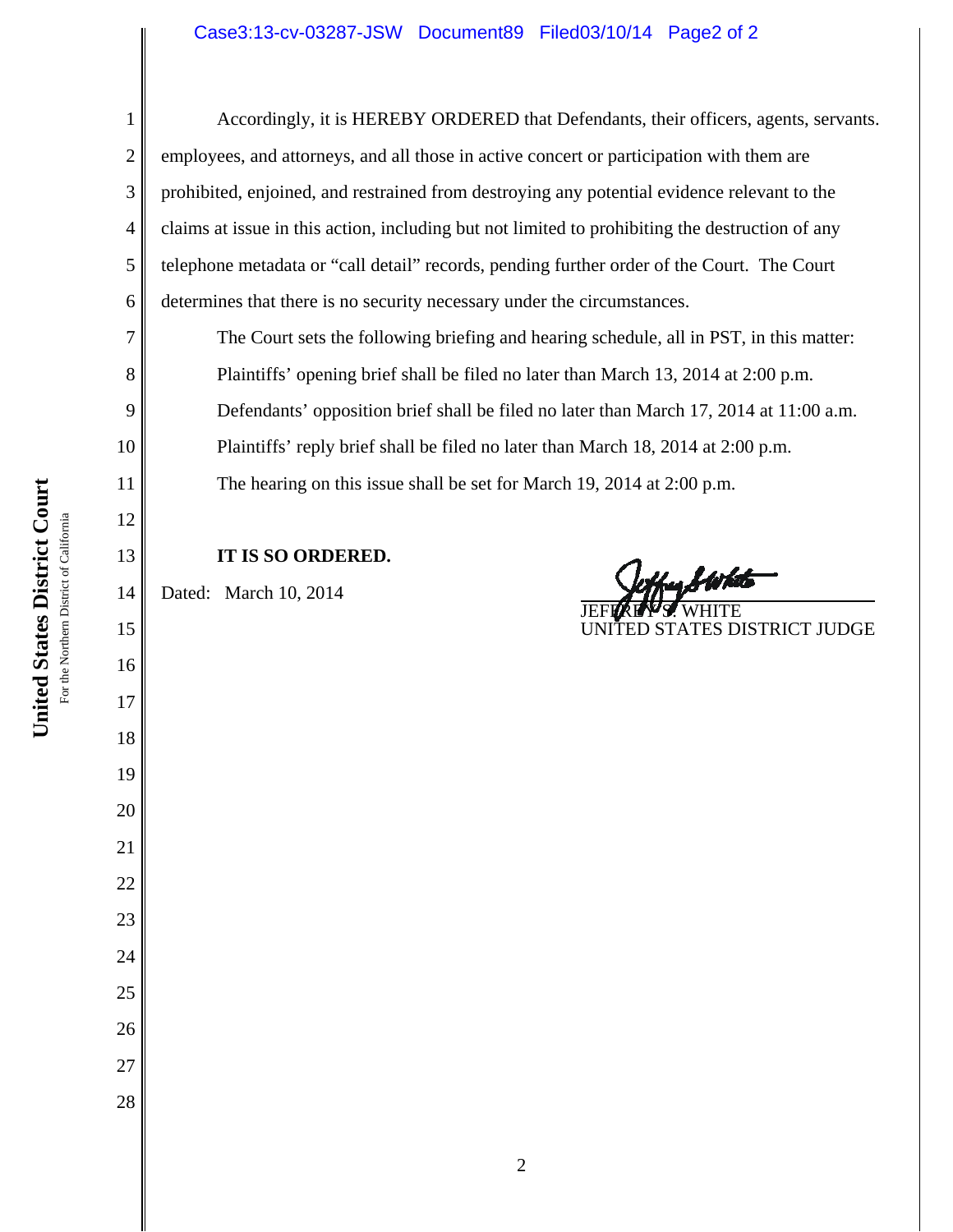Accordingly, it is HEREBY ORDERED that Defendants, their officers, agents, servants. employees, and attorneys, and all those in active concert or participation with them are prohibited, enjoined, and restrained from destroying any potential evidence relevant to the claims at issue in this action, including but not limited to prohibiting the destruction of any telephone metadata or "call detail" records, pending further order of the Court. The Court determines that there is no security necessary under the circumstances.

The Court sets the following briefing and hearing schedule, all in PST, in this matter:

Plaintiffs' opening brief shall be filed no later than March 13, 2014 at 2:00 p.m.

Defendants' opposition brief shall be filed no later than March 17, 2014 at 11:00 a.m.

Plaintiffs' reply brief shall be filed no later than March 18, 2014 at 2:00 p.m.

The hearing on this issue shall be set for March 19, 2014 at 2:00 p.m.

**IT IS SO ORDERED.**

Dated: March 10, 2014

JEFFREY S. WHITE
UNITED STATES DISTRICT JUDGE